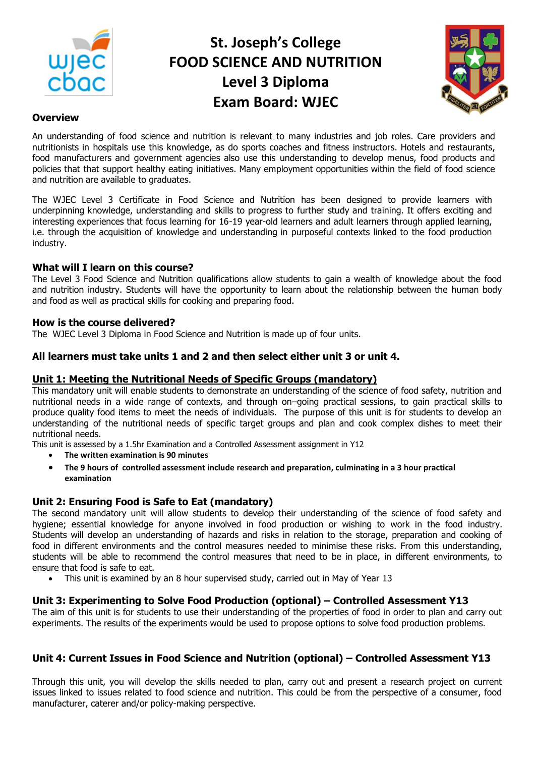# St. Joseph's College
# FOOD SCIENCE AND NUTRITION
# Level 3 Diploma
# Exam Board: WJEC

## Overview

An understanding of food science and nutrition is relevant to many industries and job roles. Care providers and nutritionists in hospitals use this knowledge, as do sports coaches and fitness instructors. Hotels and restaurants, food manufacturers and government agencies also use this understanding to develop menus, food products and policies that that support healthy eating initiatives. Many employment opportunities within the field of food science and nutrition are available to graduates.

The WJEC Level 3 Certificate in Food Science and Nutrition has been designed to provide learners with underpinning knowledge, understanding and skills to progress to further study and training. It offers exciting and interesting experiences that focus learning for 16-19 year-old learners and adult learners through applied learning, i.e. through the acquisition of knowledge and understanding in purposeful contexts linked to the food production industry.

## What will I learn on this course?

The Level 3 Food Science and Nutrition qualifications allow students to gain a wealth of knowledge about the food and nutrition industry. Students will have the opportunity to learn about the relationship between the human body and food as well as practical skills for cooking and preparing food.

## How is the course delivered?

The WJEC Level 3 Diploma in Food Science and Nutrition is made up of four units.

**All learners must take units 1 and 2 and then select either unit 3 or unit 4.**

### Unit 1: Meeting the Nutritional Needs of Specific Groups (mandatory)

This mandatory unit will enable students to demonstrate an understanding of the science of food safety, nutrition and nutritional needs in a wide range of contexts, and through on–going practical sessions, to gain practical skills to produce quality food items to meet the needs of individuals. The purpose of this unit is for students to develop an understanding of the nutritional needs of specific target groups and plan and cook complex dishes to meet their nutritional needs.

This unit is assessed by a 1.5hr Examination and a Controlled Assessment assignment in Y12

- **The written examination is 90 minutes**
- **The 9 hours of controlled assessment include research and preparation, culminating in a 3 hour practical examination**

### Unit 2: Ensuring Food is Safe to Eat (mandatory)

The second mandatory unit will allow students to develop their understanding of the science of food safety and hygiene; essential knowledge for anyone involved in food production or wishing to work in the food industry. Students will develop an understanding of hazards and risks in relation to the storage, preparation and cooking of food in different environments and the control measures needed to minimise these risks. From this understanding, students will be able to recommend the control measures that need to be in place, in different environments, to ensure that food is safe to eat.

- This unit is examined by an 8 hour supervised study, carried out in May of Year 13

### Unit 3: Experimenting to Solve Food Production (optional) – Controlled Assessment Y13

The aim of this unit is for students to use their understanding of the properties of food in order to plan and carry out experiments. The results of the experiments would be used to propose options to solve food production problems.

### Unit 4: Current Issues in Food Science and Nutrition (optional) – Controlled Assessment Y13

Through this unit, you will develop the skills needed to plan, carry out and present a research project on current issues linked to issues related to food science and nutrition. This could be from the perspective of a consumer, food manufacturer, caterer and/or policy-making perspective.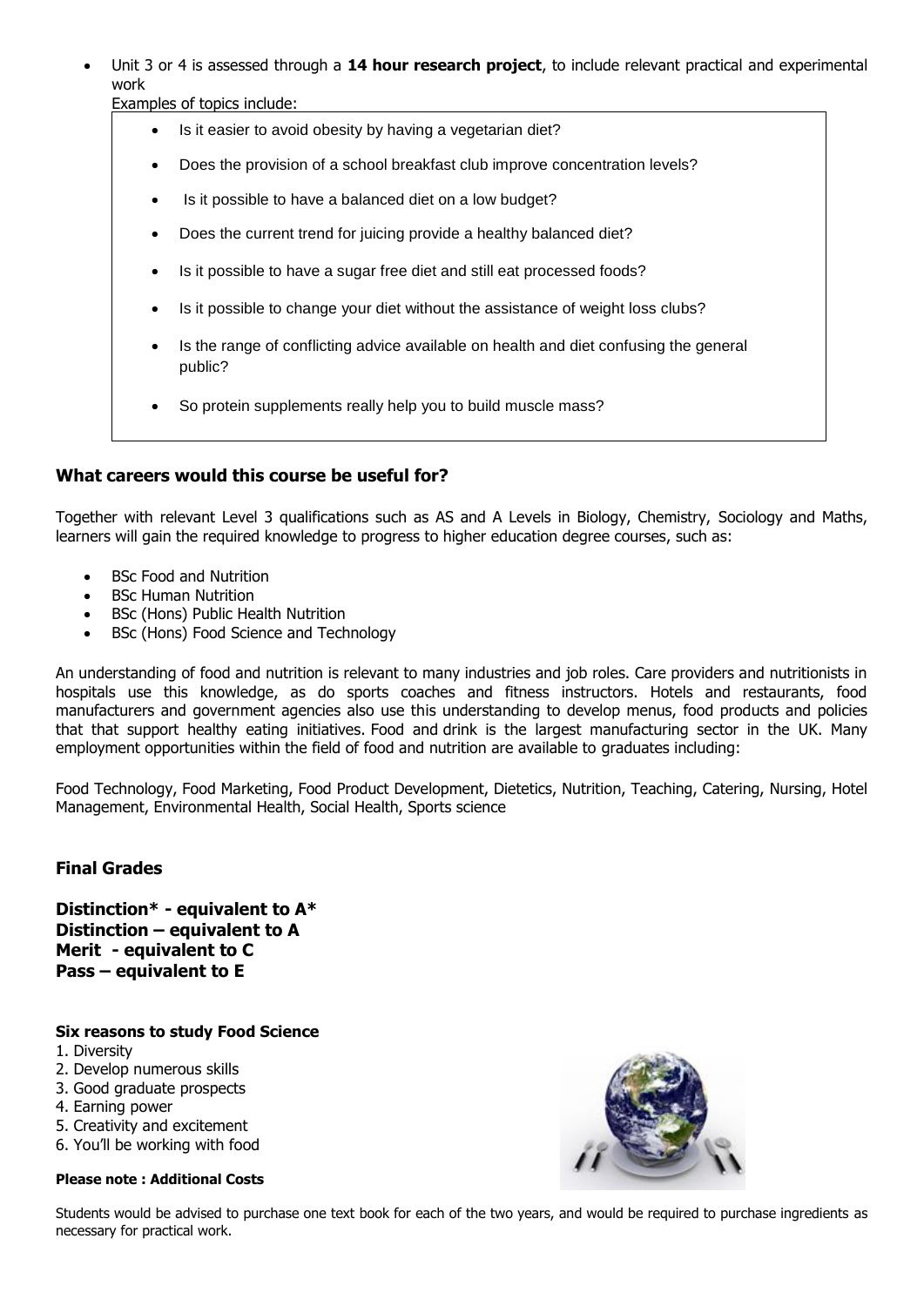- Unit 3 or 4 is assessed through a **14 hour research project**, to include relevant practical and experimental work

Examples of topics include:

- Is it easier to avoid obesity by having a vegetarian diet?
- Does the provision of a school breakfast club improve concentration levels?
- Is it possible to have a balanced diet on a low budget?
- Does the current trend for juicing provide a healthy balanced diet?
- Is it possible to have a sugar free diet and still eat processed foods?
- Is it possible to change your diet without the assistance of weight loss clubs?
- Is the range of conflicting advice available on health and diet confusing the general public?
- So protein supplements really help you to build muscle mass?

## What careers would this course be useful for?

Together with relevant Level 3 qualifications such as AS and A Levels in Biology, Chemistry, Sociology and Maths, learners will gain the required knowledge to progress to higher education degree courses, such as:

- BSc Food and Nutrition
- BSc Human Nutrition
- BSc (Hons) Public Health Nutrition
- BSc (Hons) Food Science and Technology

An understanding of food and nutrition is relevant to many industries and job roles. Care providers and nutritionists in hospitals use this knowledge, as do sports coaches and fitness instructors. Hotels and restaurants, food manufacturers and government agencies also use this understanding to develop menus, food products and policies that that support healthy eating initiatives. Food and drink is the largest manufacturing sector in the UK. Many employment opportunities within the field of food and nutrition are available to graduates including:

Food Technology, Food Marketing, Food Product Development, Dietetics, Nutrition, Teaching, Catering, Nursing, Hotel Management, Environmental Health, Social Health, Sports science

## Final Grades

**Distinction* - equivalent to A***
**Distinction – equivalent to A**
**Merit - equivalent to C**
**Pass – equivalent to E**

#### Six reasons to study Food Science

1. Diversity
2. Develop numerous skills
3. Good graduate prospects
4. Earning power
5. Creativity and excitement
6. You'll be working with food

**Please note : Additional Costs**

Students would be advised to purchase one text book for each of the two years, and would be required to purchase ingredients as necessary for practical work.